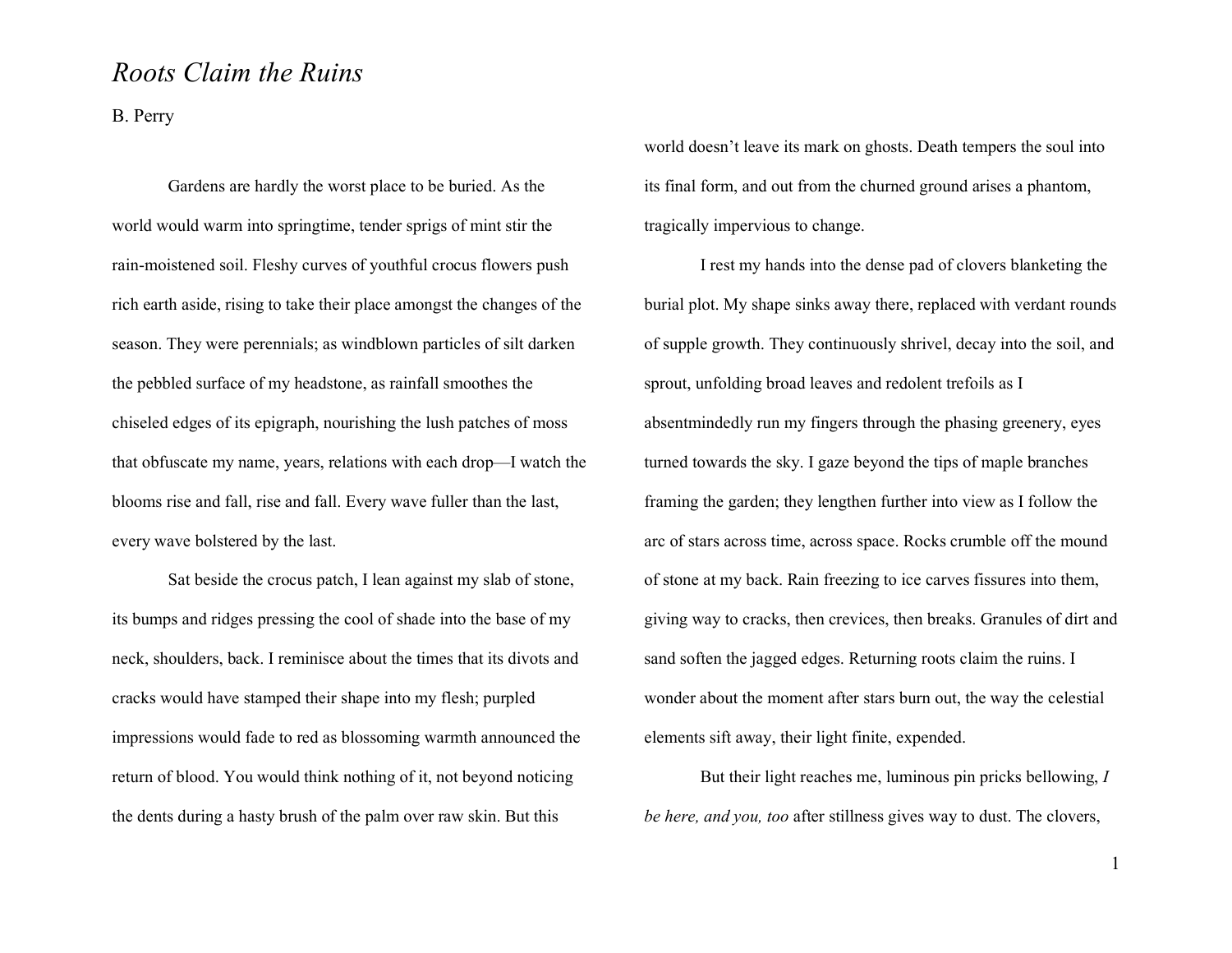# *Roots Claim the Ruins*

B. Perry

Gardens are hardly the worst place to be buried. As the world would warm into springtime, tender sprigs of mint stir the rain-moistened soil. Fleshy curves of youthful crocus flowers push rich earth aside, rising to take their place amongst the changes of the season. They were perennials; as windblown particles of silt darken the pebbled surface of my headstone, as rainfall smoothes the chiseled edges of its epigraph, nourishing the lush patches of moss that obfuscate my name, years, relations with each drop—I watch the blooms rise and fall, rise and fall. Every wave fuller than the last, every wave bolstered by the last.

Sat beside the crocus patch, I lean against my slab of stone, its bumps and ridges pressing the cool of shade into the base of my neck, shoulders, back. I reminisce about the times that its divots and cracks would have stamped their shape into my flesh; purpled impressions would fade to red as blossoming warmth announced the return of blood. You would think nothing of it, not beyond noticing the dents during a hasty brush of the palm over raw skin. But this world doesn't leave its mark on ghosts. Death tempers the soul into its final form, and out from the churned ground arises a phantom, tragically impervious to change.

I rest my hands into the dense pad of clovers blanketing the burial plot. My shape sinks away there, replaced with verdant rounds of supple growth. They continuously shrivel, decay into the soil, and sprout, unfolding broad leaves and redolent trefoils as I absentmindedly run my fingers through the phasing greenery, eyes turned towards the sky. I gaze beyond the tips of maple branches framing the garden; they lengthen further into view as I follow the arc of stars across time, across space. Rocks crumble off the mound of stone at my back. Rain freezing to ice carves fissures into them, giving way to cracks, then crevices, then breaks. Granules of dirt and sand soften the jagged edges. Returning roots claim the ruins. I wonder about the moment after stars burn out, the way the celestial elements sift away, their light finite, expended.

But their light reaches me, luminous pin pricks bellowing, *I be here, and you, too* after stillness gives way to dust. The clovers,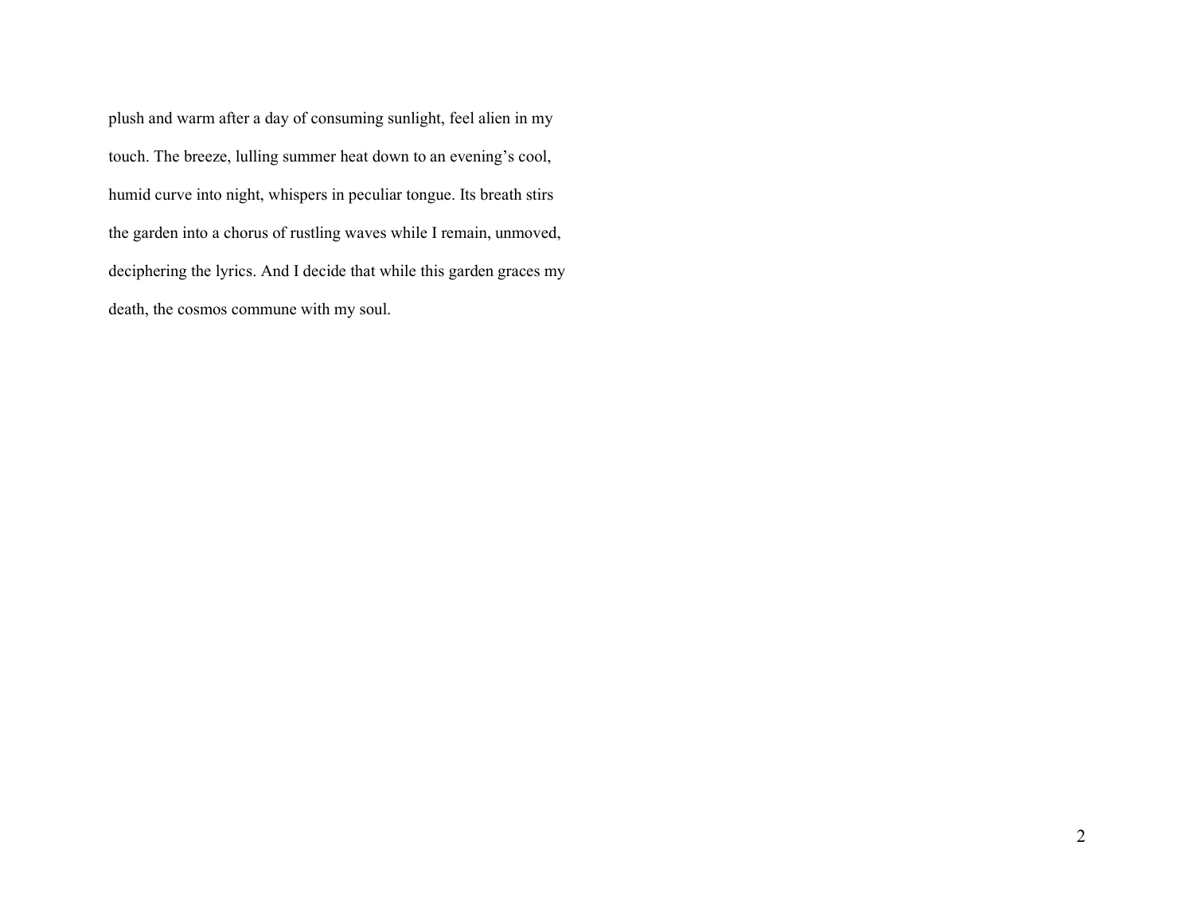plush and warm after a day of consuming sunlight, feel alien in my touch. The breeze, lulling summer heat down to an evening's cool, humid curve into night, whispers in peculiar tongue. Its breath stirs the garden into a chorus of rustling waves while I remain, unmoved, deciphering the lyrics. And I decide that while this garden graces my death, the cosmos commune with my soul.